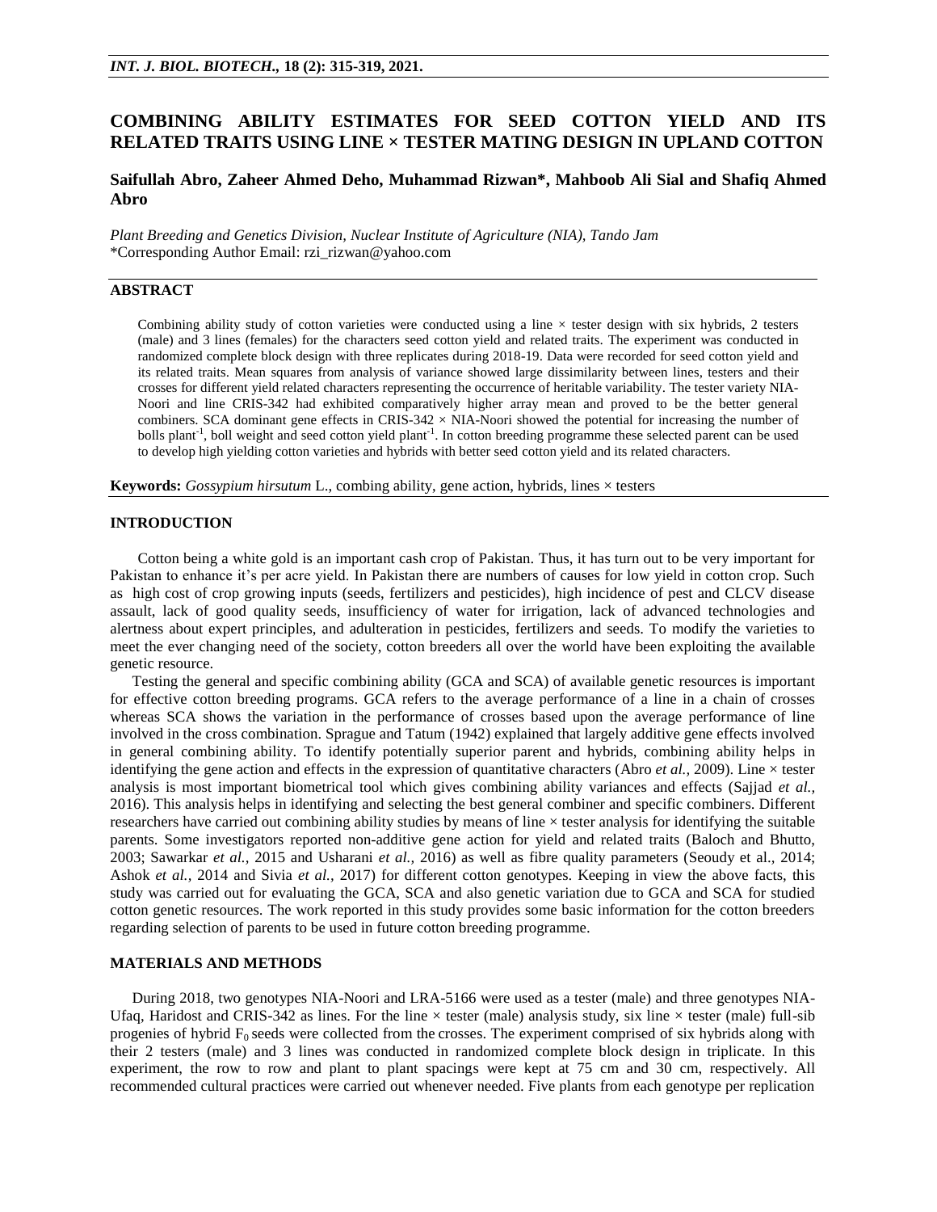# COMBINING ABILITY ESTIMATES FOR SEED COTTON YIELD AND ITS RELATED TRAITS USING LINE × TESTER MATING DESIGN IN UPLAND COTTON

**Saifullah Abro, Zaheer Ahmed Deho, Muhammad Rizwan*, Mahboob Ali Sial and Shafiq Ahmed Abro**

*Plant Breeding and Genetics Division, Nuclear Institute of Agriculture (NIA), Tando Jam*
*Corresponding Author Email: rzi_rizwan@yahoo.com

## ABSTRACT

Combining ability study of cotton varieties were conducted using a line × tester design with six hybrids, 2 testers (male) and 3 lines (females) for the characters seed cotton yield and related traits. The experiment was conducted in randomized complete block design with three replicates during 2018-19. Data were recorded for seed cotton yield and its related traits. Mean squares from analysis of variance showed large dissimilarity between lines, testers and their crosses for different yield related characters representing the occurrence of heritable variability. The tester variety NIA-Noori and line CRIS-342 had exhibited comparatively higher array mean and proved to be the better general combiners. SCA dominant gene effects in CRIS-342 × NIA-Noori showed the potential for increasing the number of bolls plant$^{-1}$, boll weight and seed cotton yield plant$^{-1}$. In cotton breeding programme these selected parent can be used to develop high yielding cotton varieties and hybrids with better seed cotton yield and its related characters.

**Keywords:** *Gossypium hirsutum* L., combing ability, gene action, hybrids, lines × testers

## INTRODUCTION

Cotton being a white gold is an important cash crop of Pakistan. Thus, it has turn out to be very important for Pakistan to enhance it's per acre yield. In Pakistan there are numbers of causes for low yield in cotton crop. Such as high cost of crop growing inputs (seeds, fertilizers and pesticides), high incidence of pest and CLCV disease assault, lack of good quality seeds, insufficiency of water for irrigation, lack of advanced technologies and alertness about expert principles, and adulteration in pesticides, fertilizers and seeds. To modify the varieties to meet the ever changing need of the society, cotton breeders all over the world have been exploiting the available genetic resource.

Testing the general and specific combining ability (GCA and SCA) of available genetic resources is important for effective cotton breeding programs. GCA refers to the average performance of a line in a chain of crosses whereas SCA shows the variation in the performance of crosses based upon the average performance of line involved in the cross combination. Sprague and Tatum (1942) explained that largely additive gene effects involved in general combining ability. To identify potentially superior parent and hybrids, combining ability helps in identifying the gene action and effects in the expression of quantitative characters (Abro *et al.,* 2009). Line × tester analysis is most important biometrical tool which gives combining ability variances and effects (Sajjad *et al.,* 2016). This analysis helps in identifying and selecting the best general combiner and specific combiners. Different researchers have carried out combining ability studies by means of line × tester analysis for identifying the suitable parents. Some investigators reported non-additive gene action for yield and related traits (Baloch and Bhutto, 2003; Sawarkar *et al.,* 2015 and Usharani *et al.,* 2016) as well as fibre quality parameters (Seoudy et al., 2014; Ashok *et al.,* 2014 and Sivia *et al.,* 2017) for different cotton genotypes. Keeping in view the above facts, this study was carried out for evaluating the GCA, SCA and also genetic variation due to GCA and SCA for studied cotton genetic resources. The work reported in this study provides some basic information for the cotton breeders regarding selection of parents to be used in future cotton breeding programme.

## MATERIALS AND METHODS

During 2018, two genotypes NIA-Noori and LRA-5166 were used as a tester (male) and three genotypes NIA-Ufaq, Haridost and CRIS-342 as lines. For the line × tester (male) analysis study, six line × tester (male) full-sib progenies of hybrid $F_0$ seeds were collected from the crosses. The experiment comprised of six hybrids along with their 2 testers (male) and 3 lines was conducted in randomized complete block design in triplicate. In this experiment, the row to row and plant to plant spacings were kept at 75 cm and 30 cm, respectively. All recommended cultural practices were carried out whenever needed. Five plants from each genotype per replication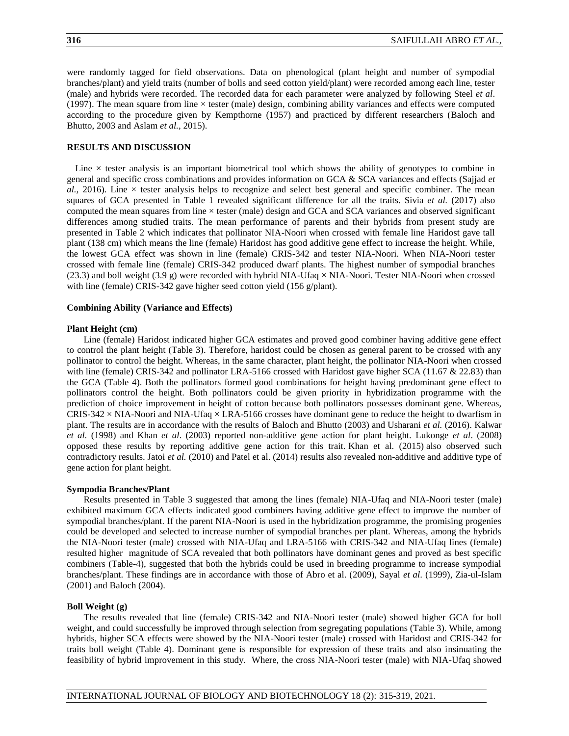were randomly tagged for field observations. Data on phenological (plant height and number of sympodial branches/plant) and yield traits (number of bolls and seed cotton yield/plant) were recorded among each line, tester (male) and hybrids were recorded. The recorded data for each parameter were analyzed by following Steel *et al*. (1997). The mean square from line × tester (male) design, combining ability variances and effects were computed according to the procedure given by Kempthorne (1957) and practiced by different researchers (Baloch and Bhutto, 2003 and Aslam *et al.*, 2015).

## RESULTS AND DISCUSSION

Line × tester analysis is an important biometrical tool which shows the ability of genotypes to combine in general and specific cross combinations and provides information on GCA & SCA variances and effects (Sajjad *et al.*, 2016). Line × tester analysis helps to recognize and select best general and specific combiner. The mean squares of GCA presented in Table 1 revealed significant difference for all the traits. Sivia *et al.* (2017) also computed the mean squares from line × tester (male) design and GCA and SCA variances and observed significant differences among studied traits. The mean performance of parents and their hybrids from present study are presented in Table 2 which indicates that pollinator NIA-Noori when crossed with female line Haridost gave tall plant (138 cm) which means the line (female) Haridost has good additive gene effect to increase the height. While, the lowest GCA effect was shown in line (female) CRIS-342 and tester NIA-Noori. When NIA-Noori tester crossed with female line (female) CRIS-342 produced dwarf plants. The highest number of sympodial branches (23.3) and boll weight (3.9 g) were recorded with hybrid NIA-Ufaq × NIA-Noori. Tester NIA-Noori when crossed with line (female) CRIS-342 gave higher seed cotton yield (156 g/plant).

### Combining Ability (Variance and Effects)

#### Plant Height (cm)

Line (female) Haridost indicated higher GCA estimates and proved good combiner having additive gene effect to control the plant height (Table 3). Therefore, haridost could be chosen as general parent to be crossed with any pollinator to control the height. Whereas, in the same character, plant height, the pollinator NIA-Noori when crossed with line (female) CRIS-342 and pollinator LRA-5166 crossed with Haridost gave higher SCA (11.67 & 22.83) than the GCA (Table 4). Both the pollinators formed good combinations for height having predominant gene effect to pollinators control the height. Both pollinators could be given priority in hybridization programme with the prediction of choice improvement in height of cotton because both pollinators possesses dominant gene. Whereas, CRIS-342 × NIA-Noori and NIA-Ufaq × LRA-5166 crosses have dominant gene to reduce the height to dwarfism in plant. The results are in accordance with the results of Baloch and Bhutto (2003) and Usharani *et al.* (2016). Kalwar *et al.* (1998) and Khan *et al*. (2003) reported non-additive gene action for plant height. Lukonge *et al*. (2008) opposed these results by reporting additive gene action for this trait. Khan et al. (2015) also observed such contradictory results. Jatoi *et al.* (2010) and Patel et al. (2014) results also revealed non-additive and additive type of gene action for plant height.

#### Sympodia Branches/Plant

Results presented in Table 3 suggested that among the lines (female) NIA-Ufaq and NIA-Noori tester (male) exhibited maximum GCA effects indicated good combiners having additive gene effect to improve the number of sympodial branches/plant. If the parent NIA-Noori is used in the hybridization programme, the promising progenies could be developed and selected to increase number of sympodial branches per plant. Whereas, among the hybrids the NIA-Noori tester (male) crossed with NIA-Ufaq and LRA-5166 with CRIS-342 and NIA-Ufaq lines (female) resulted higher magnitude of SCA revealed that both pollinators have dominant genes and proved as best specific combiners (Table-4), suggested that both the hybrids could be used in breeding programme to increase sympodial branches/plant. These findings are in accordance with those of Abro et al. (2009), Sayal *et al*. (1999), Zia-ul-Islam (2001) and Baloch (2004).

#### Boll Weight (g)

The results revealed that line (female) CRIS-342 and NIA-Noori tester (male) showed higher GCA for boll weight, and could successfully be improved through selection from segregating populations (Table 3). While, among hybrids, higher SCA effects were showed by the NIA-Noori tester (male) crossed with Haridost and CRIS-342 for traits boll weight (Table 4). Dominant gene is responsible for expression of these traits and also insinuating the feasibility of hybrid improvement in this study. Where, the cross NIA-Noori tester (male) with NIA-Ufaq showed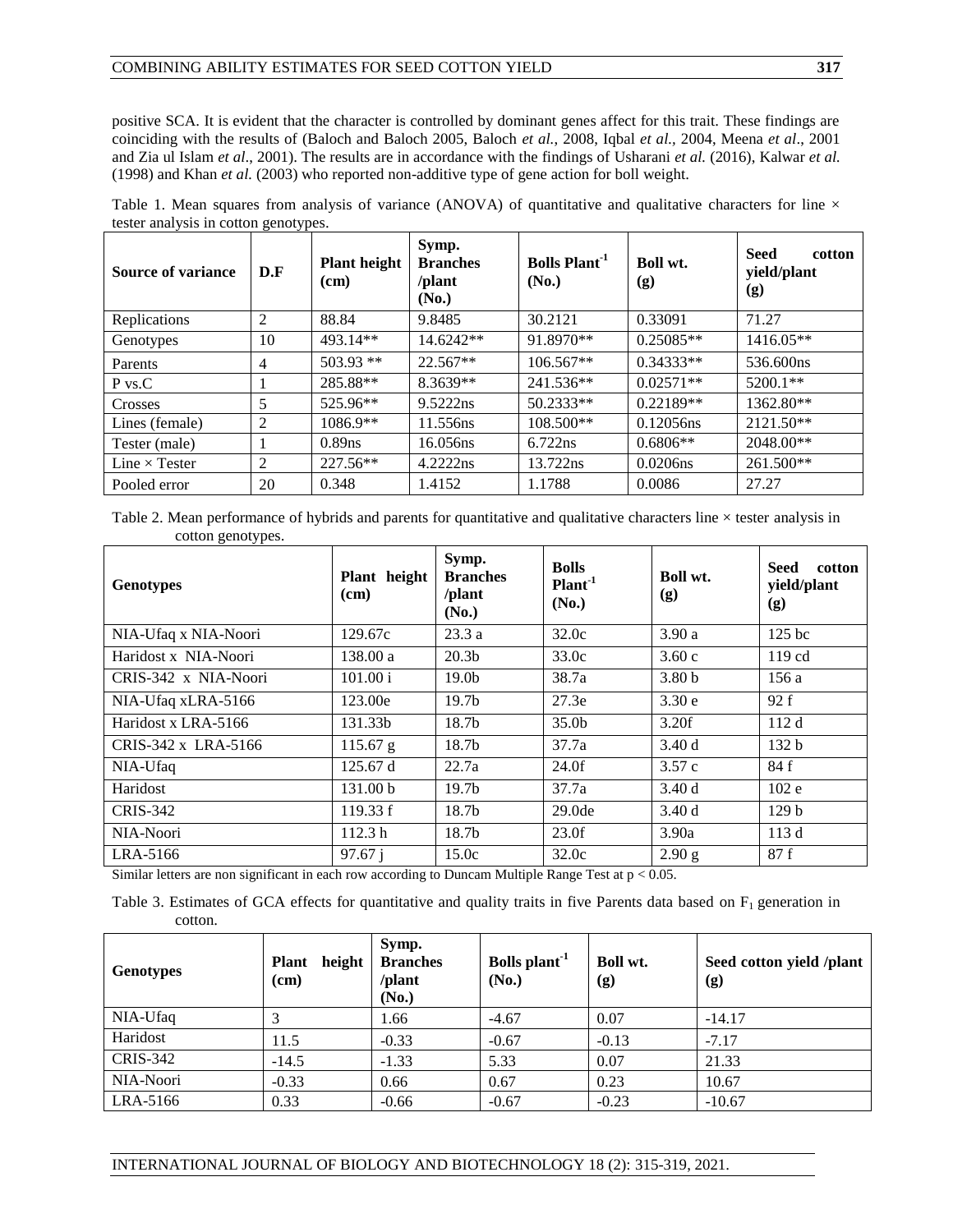positive SCA. It is evident that the character is controlled by dominant genes affect for this trait. These findings are coinciding with the results of (Baloch and Baloch 2005, Baloch *et al.*, 2008, Iqbal *et al.*, 2004, Meena *et al*., 2001 and Zia ul Islam *et al*., 2001). The results are in accordance with the findings of Usharani *et al.* (2016), Kalwar *et al.* (1998) and Khan *et al.* (2003) who reported non-additive type of gene action for boll weight.

Table 1. Mean squares from analysis of variance (ANOVA) of quantitative and qualitative characters for line × tester analysis in cotton genotypes.

| Source of variance | D.F | Plant height (cm) | Symp. Branches /plant (No.) | Bolls Plant$^{-1}$ (No.) | Boll wt. (g) | Seed cotton yield/plant (g) |
|---|---|---|---|---|---|---|
| Replications | 2 | 88.84 | 9.8485 | 30.2121 | 0.33091 | 71.27 |
| Genotypes | 10 | 493.14** | 14.6242** | 91.8970** | 0.25085** | 1416.05** |
| Parents | 4 | 503.93 ** | 22.567** | 106.567** | 0.34333** | 536.600ns |
| P vs.C | 1 | 285.88** | 8.3639** | 241.536** | 0.02571** | 5200.1** |
| Crosses | 5 | 525.96** | 9.5222ns | 50.2333** | 0.22189** | 1362.80** |
| Lines (female) | 2 | 1086.9** | 11.556ns | 108.500** | 0.12056ns | 2121.50** |
| Tester (male) | 1 | 0.89ns | 16.056ns | 6.722ns | 0.6806** | 2048.00** |
| Line × Tester | 2 | 227.56** | 4.2222ns | 13.722ns | 0.0206ns | 261.500** |
| Pooled error | 20 | 0.348 | 1.4152 | 1.1788 | 0.0086 | 27.27 |

Table 2. Mean performance of hybrids and parents for quantitative and qualitative characters line × tester analysis in cotton genotypes.

| Genotypes | Plant height (cm) | Symp. Branches /plant (No.) | Bolls Plant$^{-1}$ (No.) | Boll wt. (g) | Seed cotton yield/plant (g) |
|---|---|---|---|---|---|
| NIA-Ufaq x NIA-Noori | 129.67c | 23.3 a | 32.0c | 3.90 a | 125 bc |
| Haridost x NIA-Noori | 138.00 a | 20.3b | 33.0c | 3.60 c | 119 cd |
| CRIS-342 x NIA-Noori | 101.00 i | 19.0b | 38.7a | 3.80 b | 156 a |
| NIA-Ufaq xLRA-5166 | 123.00e | 19.7b | 27.3e | 3.30 e | 92 f |
| Haridost x LRA-5166 | 131.33b | 18.7b | 35.0b | 3.20f | 112 d |
| CRIS-342 x LRA-5166 | 115.67 g | 18.7b | 37.7a | 3.40 d | 132 b |
| NIA-Ufaq | 125.67 d | 22.7a | 24.0f | 3.57 c | 84 f |
| Haridost | 131.00 b | 19.7b | 37.7a | 3.40 d | 102 e |
| CRIS-342 | 119.33 f | 18.7b | 29.0de | 3.40 d | 129 b |
| NIA-Noori | 112.3 h | 18.7b | 23.0f | 3.90a | 113 d |
| LRA-5166 | 97.67 j | 15.0c | 32.0c | 2.90 g | 87 f |

Similar letters are non significant in each row according to Duncam Multiple Range Test at $p < 0.05$.

Table 3. Estimates of GCA effects for quantitative and quality traits in five Parents data based on $F_1$ generation in cotton.

| Genotypes | Plant height (cm) | Symp. Branches /plant (No.) | Bolls plant$^{-1}$ (No.) | Boll wt. (g) | Seed cotton yield /plant (g) |
|---|---|---|---|---|---|
| NIA-Ufaq | 3 | 1.66 | -4.67 | 0.07 | -14.17 |
| Haridost | 11.5 | -0.33 | -0.67 | -0.13 | -7.17 |
| CRIS-342 | -14.5 | -1.33 | 5.33 | 0.07 | 21.33 |
| NIA-Noori | -0.33 | 0.66 | 0.67 | 0.23 | 10.67 |
| LRA-5166 | 0.33 | -0.66 | -0.67 | -0.23 | -10.67 |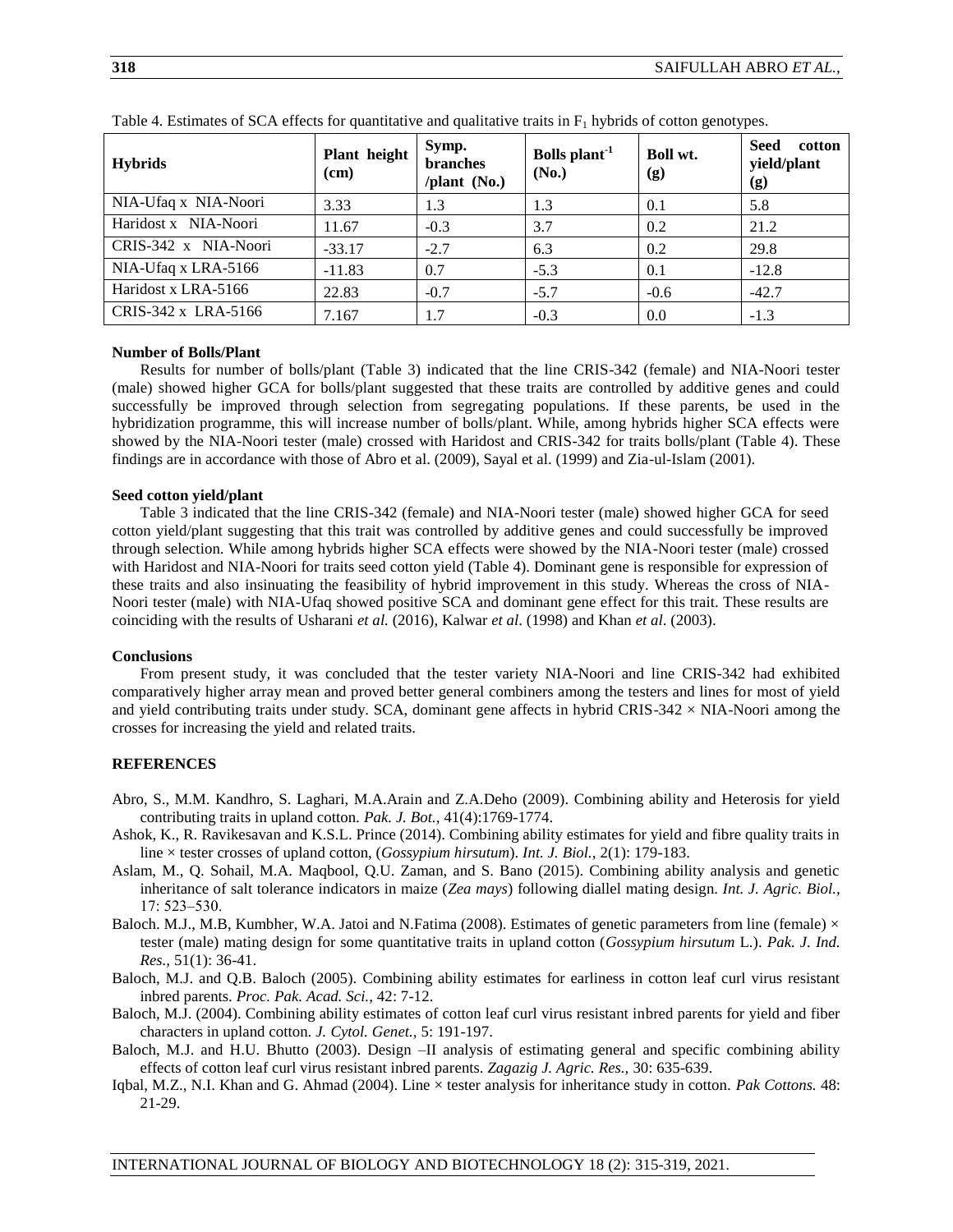Table 4. Estimates of SCA effects for quantitative and qualitative traits in $F_1$ hybrids of cotton genotypes.

| Hybrids | Plant height (cm) | Symp. branches /plant (No.) | Bolls plant$^{-1}$ (No.) | Boll wt. (g) | Seed cotton yield/plant (g) |
|---|---|---|---|---|---|
| NIA-Ufaq x NIA-Noori | 3.33 | 1.3 | 1.3 | 0.1 | 5.8 |
| Haridost x NIA-Noori | 11.67 | -0.3 | 3.7 | 0.2 | 21.2 |
| CRIS-342 x NIA-Noori | -33.17 | -2.7 | 6.3 | 0.2 | 29.8 |
| NIA-Ufaq x LRA-5166 | -11.83 | 0.7 | -5.3 | 0.1 | -12.8 |
| Haridost x LRA-5166 | 22.83 | -0.7 | -5.7 | -0.6 | -42.7 |
| CRIS-342 x LRA-5166 | 7.167 | 1.7 | -0.3 | 0.0 | -1.3 |

**Number of Bolls/Plant**

Results for number of bolls/plant (Table 3) indicated that the line CRIS-342 (female) and NIA-Noori tester (male) showed higher GCA for bolls/plant suggested that these traits are controlled by additive genes and could successfully be improved through selection from segregating populations. If these parents, be used in the hybridization programme, this will increase number of bolls/plant. While, among hybrids higher SCA effects were showed by the NIA-Noori tester (male) crossed with Haridost and CRIS-342 for traits bolls/plant (Table 4). These findings are in accordance with those of Abro et al. (2009), Sayal et al. (1999) and Zia-ul-Islam (2001).

**Seed cotton yield/plant**

Table 3 indicated that the line CRIS-342 (female) and NIA-Noori tester (male) showed higher GCA for seed cotton yield/plant suggesting that this trait was controlled by additive genes and could successfully be improved through selection. While among hybrids higher SCA effects were showed by the NIA-Noori tester (male) crossed with Haridost and NIA-Noori for traits seed cotton yield (Table 4). Dominant gene is responsible for expression of these traits and also insinuating the feasibility of hybrid improvement in this study. Whereas the cross of NIA-Noori tester (male) with NIA-Ufaq showed positive SCA and dominant gene effect for this trait. These results are coinciding with the results of Usharani *et al.* (2016), Kalwar *et al*. (1998) and Khan *et al*. (2003).

**Conclusions**

From present study, it was concluded that the tester variety NIA-Noori and line CRIS-342 had exhibited comparatively higher array mean and proved better general combiners among the testers and lines for most of yield and yield contributing traits under study. SCA, dominant gene affects in hybrid CRIS-342 × NIA-Noori among the crosses for increasing the yield and related traits.

**REFERENCES**

Abro, S., M.M. Kandhro, S. Laghari, M.A.Arain and Z.A.Deho (2009). Combining ability and Heterosis for yield contributing traits in upland cotton. *Pak. J. Bot.*, 41(4):1769-1774.

Ashok, K., R. Ravikesavan and K.S.L. Prince (2014). Combining ability estimates for yield and fibre quality traits in line × tester crosses of upland cotton, (*Gossypium hirsutum*). *Int. J. Biol.*, 2(1): 179-183.

Aslam, M., Q. Sohail, M.A. Maqbool, Q.U. Zaman, and S. Bano (2015). Combining ability analysis and genetic inheritance of salt tolerance indicators in maize (*Zea mays*) following diallel mating design. *Int. J. Agric. Biol.*, 17: 523–530.

Baloch. M.J., M.B, Kumbher, W.A. Jatoi and N.Fatima (2008). Estimates of genetic parameters from line (female) × tester (male) mating design for some quantitative traits in upland cotton (*Gossypium hirsutum* L.). *Pak. J. Ind. Res.*, 51(1): 36-41.

Baloch, M.J. and Q.B. Baloch (2005). Combining ability estimates for earliness in cotton leaf curl virus resistant inbred parents. *Proc. Pak. Acad. Sci.*, 42: 7-12.

Baloch, M.J. (2004). Combining ability estimates of cotton leaf curl virus resistant inbred parents for yield and fiber characters in upland cotton. *J. Cytol. Genet.*, 5: 191-197.

Baloch, M.J. and H.U. Bhutto (2003). Design –II analysis of estimating general and specific combining ability effects of cotton leaf curl virus resistant inbred parents. *Zagazig J. Agric. Res.*, 30: 635-639.

Iqbal, M.Z., N.I. Khan and G. Ahmad (2004). Line × tester analysis for inheritance study in cotton. *Pak Cottons.* 48: 21-29.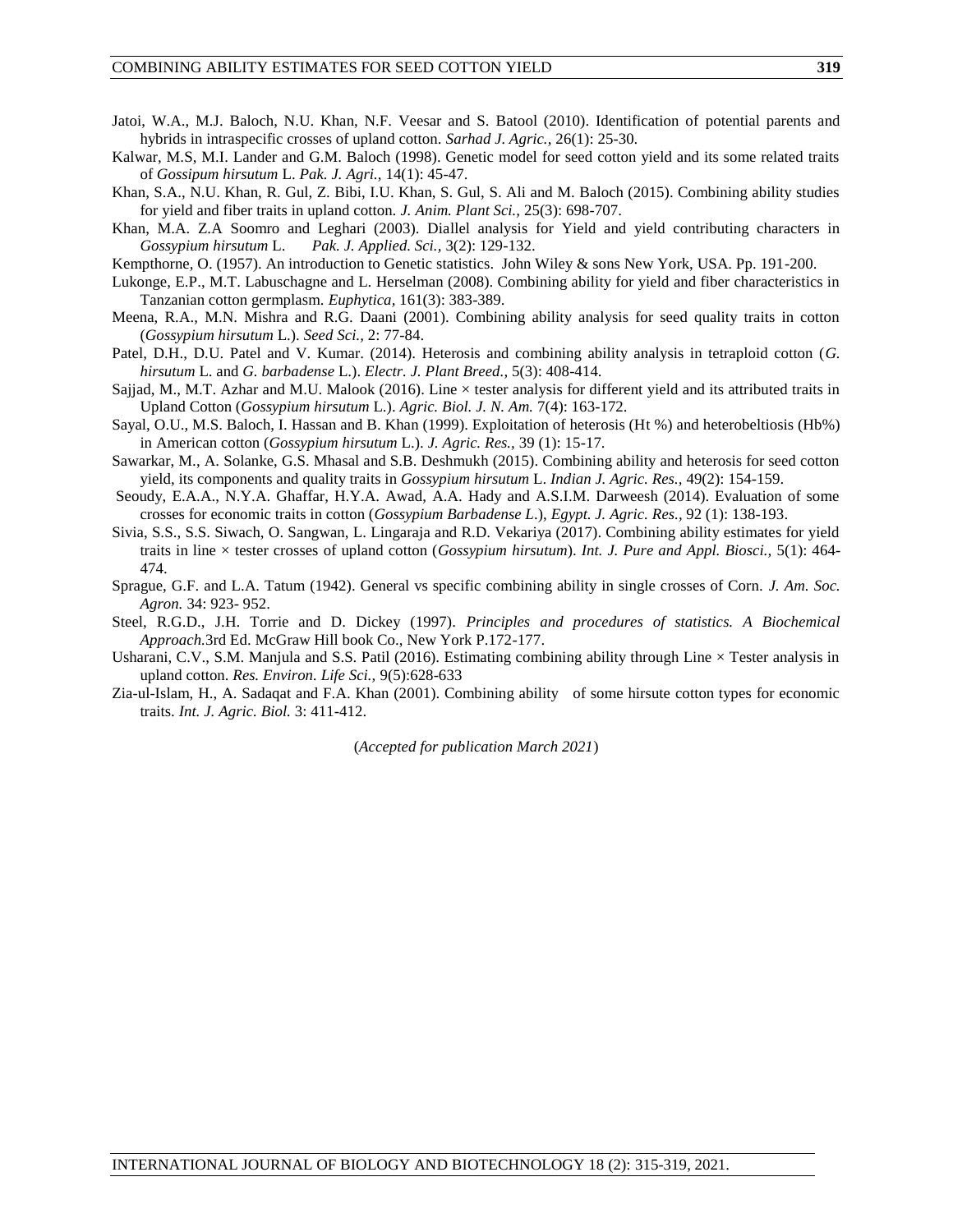Jatoi, W.A., M.J. Baloch, N.U. Khan, N.F. Veesar and S. Batool (2010). Identification of potential parents and hybrids in intraspecific crosses of upland cotton. *Sarhad J. Agric.,* 26(1): 25-30.

Kalwar, M.S, M.I. Lander and G.M. Baloch (1998). Genetic model for seed cotton yield and its some related traits of *Gossipum hirsutum* L. *Pak. J. Agri.,* 14(1): 45-47.

Khan, S.A., N.U. Khan, R. Gul, Z. Bibi, I.U. Khan, S. Gul, S. Ali and M. Baloch (2015). Combining ability studies for yield and fiber traits in upland cotton. *J. Anim. Plant Sci.,* 25(3): 698-707.

Khan, M.A. Z.A Soomro and Leghari (2003). Diallel analysis for Yield and yield contributing characters in *Gossypium hirsutum* L. *Pak. J. Applied. Sci.,* 3(2): 129-132.

Kempthorne, O. (1957). An introduction to Genetic statistics. John Wiley & sons New York, USA. Pp. 191-200.

Lukonge, E.P., M.T. Labuschagne and L. Herselman (2008). Combining ability for yield and fiber characteristics in Tanzanian cotton germplasm. *Euphytica,* 161(3): 383-389.

Meena, R.A., M.N. Mishra and R.G. Daani (2001). Combining ability analysis for seed quality traits in cotton (*Gossypium hirsutum* L.). *Seed Sci.,* 2: 77-84.

Patel, D.H., D.U. Patel and V. Kumar. (2014). Heterosis and combining ability analysis in tetraploid cotton (*G. hirsutum* L. and *G. barbadense* L.). *Electr. J. Plant Breed.,* 5(3): 408-414.

Sajjad, M., M.T. Azhar and M.U. Malook (2016). Line × tester analysis for different yield and its attributed traits in Upland Cotton (*Gossypium hirsutum* L.). *Agric. Biol. J. N. Am.* 7(4): 163-172.

Sayal, O.U., M.S. Baloch, I. Hassan and B. Khan (1999). Exploitation of heterosis (Ht %) and heterobeltiosis (Hb%) in American cotton (*Gossypium hirsutum* L.). *J. Agric. Res.,* 39 (1): 15-17.

Sawarkar, M., A. Solanke, G.S. Mhasal and S.B. Deshmukh (2015). Combining ability and heterosis for seed cotton yield, its components and quality traits in *Gossypium hirsutum* L. *Indian J. Agric. Res.,* 49(2): 154-159.

Seoudy, E.A.A., N.Y.A. Ghaffar, H.Y.A. Awad, A.A. Hady and A.S.I.M. Darweesh (2014). Evaluation of some crosses for economic traits in cotton (*Gossypium Barbadense L*.), *Egypt. J. Agric. Res.,* 92 (1): 138-193.

Sivia, S.S., S.S. Siwach, O. Sangwan, L. Lingaraja and R.D. Vekariya (2017). Combining ability estimates for yield traits in line × tester crosses of upland cotton (*Gossypium hirsutum*). *Int. J. Pure and Appl. Biosci.,* 5(1): 464-474.

Sprague, G.F. and L.A. Tatum (1942). General vs specific combining ability in single crosses of Corn. *J. Am. Soc. Agron.* 34: 923- 952.

Steel, R.G.D., J.H. Torrie and D. Dickey (1997). *Principles and procedures of statistics. A Biochemical Approach.*3rd Ed. McGraw Hill book Co., New York P.172-177.

Usharani, C.V., S.M. Manjula and S.S. Patil (2016). Estimating combining ability through Line × Tester analysis in upland cotton. *Res. Environ. Life Sci.,* 9(5):628-633

Zia-ul-Islam, H., A. Sadaqat and F.A. Khan (2001). Combining ability of some hirsute cotton types for economic traits. *Int. J. Agric. Biol.* 3: 411-412.

(*Accepted for publication March 2021*)